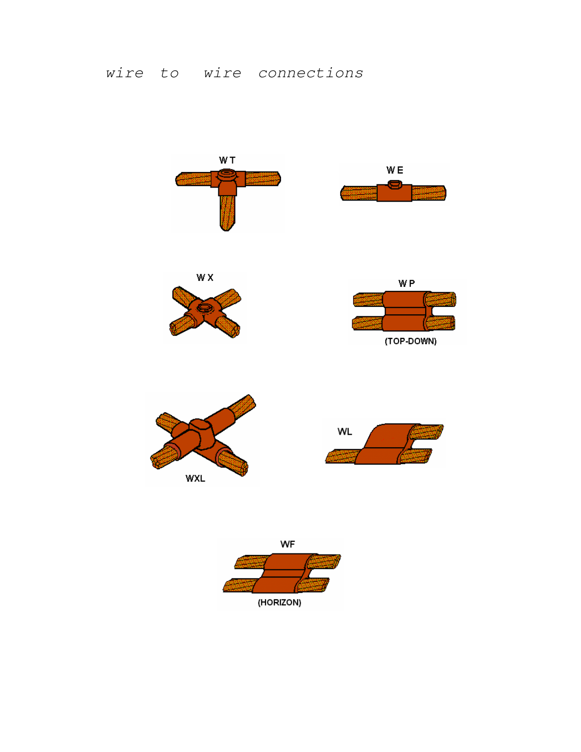*wire to wire connections*

W T

W E

W X

W P

(TOP-DOWN)

WXL

WL

WF

(HORIZON)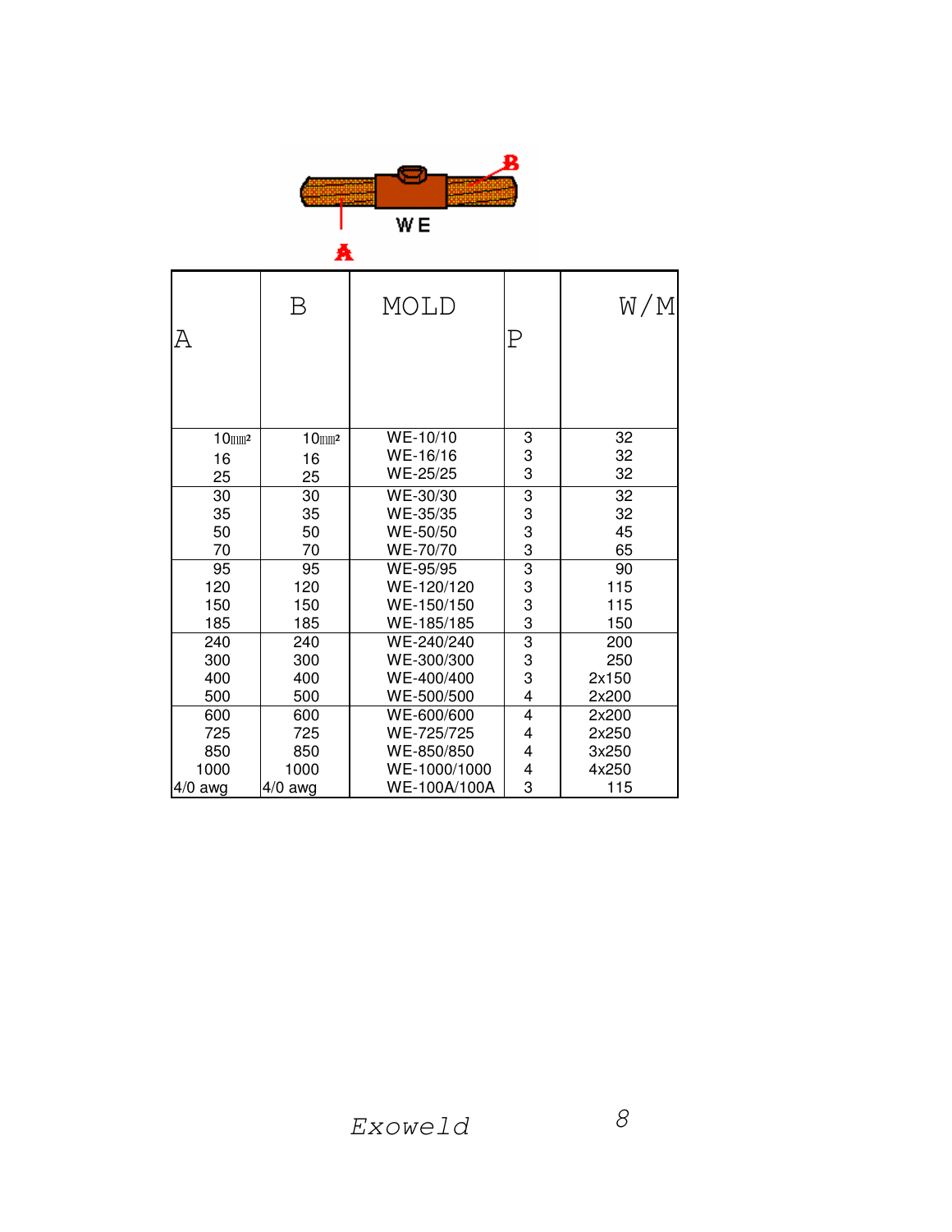WE

| A | B | MOLD | P | W/M |
|---|---|---|---|---|
| 10㎟ | 10㎟ | WE-10/10 | 3 | 32 |
| 16 | 16 | WE-16/16 | 3 | 32 |
| 25 | 25 | WE-25/25 | 3 | 32 |
| 30 | 30 | WE-30/30 | 3 | 32 |
| 35 | 35 | WE-35/35 | 3 | 32 |
| 50 | 50 | WE-50/50 | 3 | 45 |
| 70 | 70 | WE-70/70 | 3 | 65 |
| 95 | 95 | WE-95/95 | 3 | 90 |
| 120 | 120 | WE-120/120 | 3 | 115 |
| 150 | 150 | WE-150/150 | 3 | 115 |
| 185 | 185 | WE-185/185 | 3 | 150 |
| 240 | 240 | WE-240/240 | 3 | 200 |
| 300 | 300 | WE-300/300 | 3 | 250 |
| 400 | 400 | WE-400/400 | 3 | 2x150 |
| 500 | 500 | WE-500/500 | 4 | 2x200 |
| 600 | 600 | WE-600/600 | 4 | 2x200 |
| 725 | 725 | WE-725/725 | 4 | 2x250 |
| 850 | 850 | WE-850/850 | 4 | 3x250 |
| 1000 | 1000 | WE-1000/1000 | 4 | 4x250 |
| 4/0 awg | 4/0 awg | WE-100A/100A | 3 | 115 |

*Exoweld*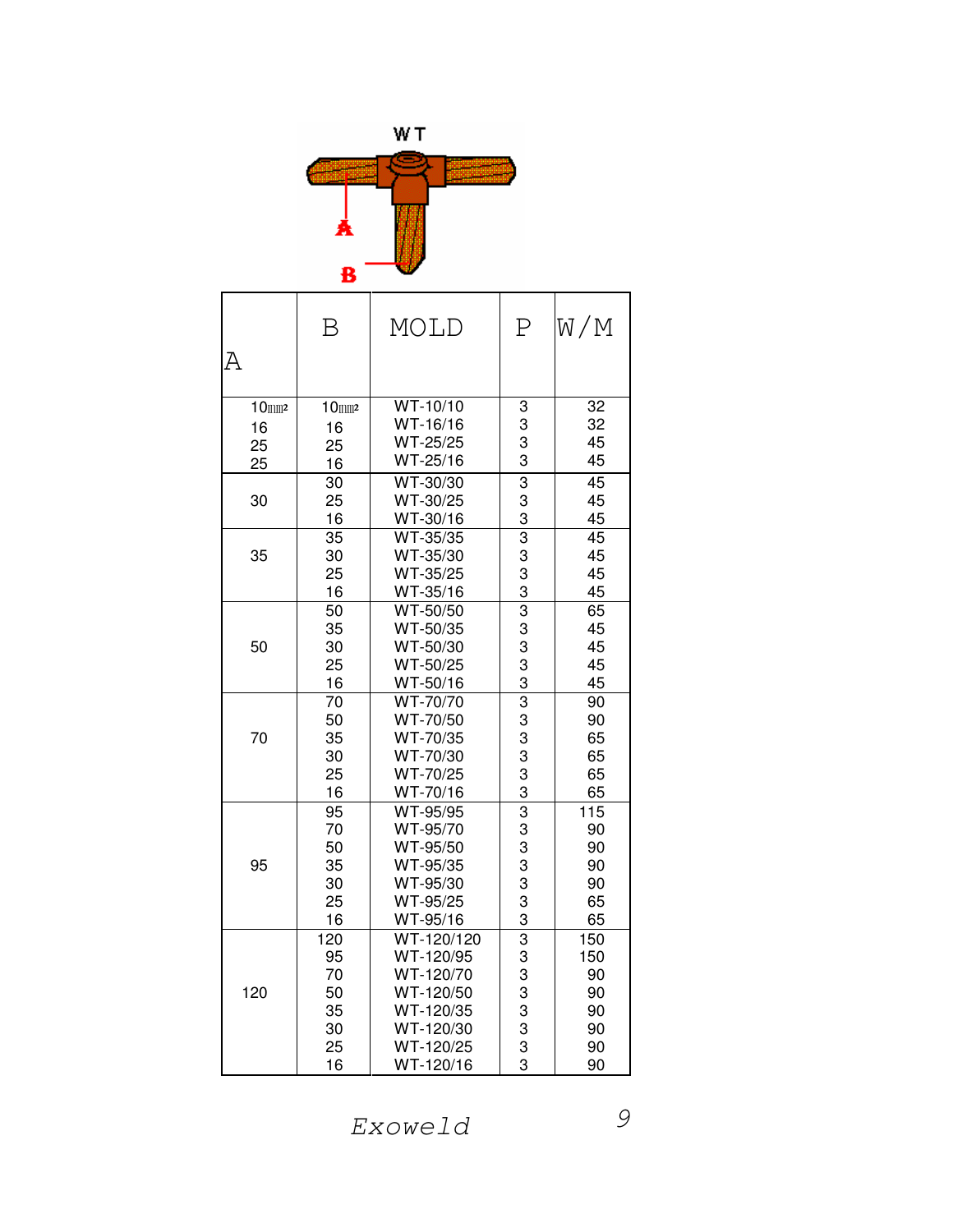WT

A

B

| A | B | MOLD | P | W/M |
|---|---|---|---|---|
| 10㎟ | 10㎟ | WT-10/10 | 3 | 32 |
| 16 | 16 | WT-16/16 | 3 | 32 |
| 25 | 25 | WT-25/25 | 3 | 45 |
| 25 | 16 | WT-25/16 | 3 | 45 |
| 30 | 30 | WT-30/30 | 3 | 45 |
| | 25 | WT-30/25 | 3 | 45 |
| | 16 | WT-30/16 | 3 | 45 |
| 35 | 35 | WT-35/35 | 3 | 45 |
| | 30 | WT-35/30 | 3 | 45 |
| | 25 | WT-35/25 | 3 | 45 |
| | 16 | WT-35/16 | 3 | 45 |
| 50 | 50 | WT-50/50 | 3 | 65 |
| | 35 | WT-50/35 | 3 | 45 |
| | 30 | WT-50/30 | 3 | 45 |
| | 25 | WT-50/25 | 3 | 45 |
| | 16 | WT-50/16 | 3 | 45 |
| 70 | 70 | WT-70/70 | 3 | 90 |
| | 50 | WT-70/50 | 3 | 90 |
| | 35 | WT-70/35 | 3 | 65 |
| | 30 | WT-70/30 | 3 | 65 |
| | 25 | WT-70/25 | 3 | 65 |
| | 16 | WT-70/16 | 3 | 65 |
| 95 | 95 | WT-95/95 | 3 | 115 |
| | 70 | WT-95/70 | 3 | 90 |
| | 50 | WT-95/50 | 3 | 90 |
| | 35 | WT-95/35 | 3 | 90 |
| | 30 | WT-95/30 | 3 | 90 |
| | 25 | WT-95/25 | 3 | 65 |
| | 16 | WT-95/16 | 3 | 65 |
| 120 | 120 | WT-120/120 | 3 | 150 |
| | 95 | WT-120/95 | 3 | 150 |
| | 70 | WT-120/70 | 3 | 90 |
| | 50 | WT-120/50 | 3 | 90 |
| | 35 | WT-120/35 | 3 | 90 |
| | 30 | WT-120/30 | 3 | 90 |
| | 25 | WT-120/25 | 3 | 90 |
| | 16 | WT-120/16 | 3 | 90 |

*Exoweld*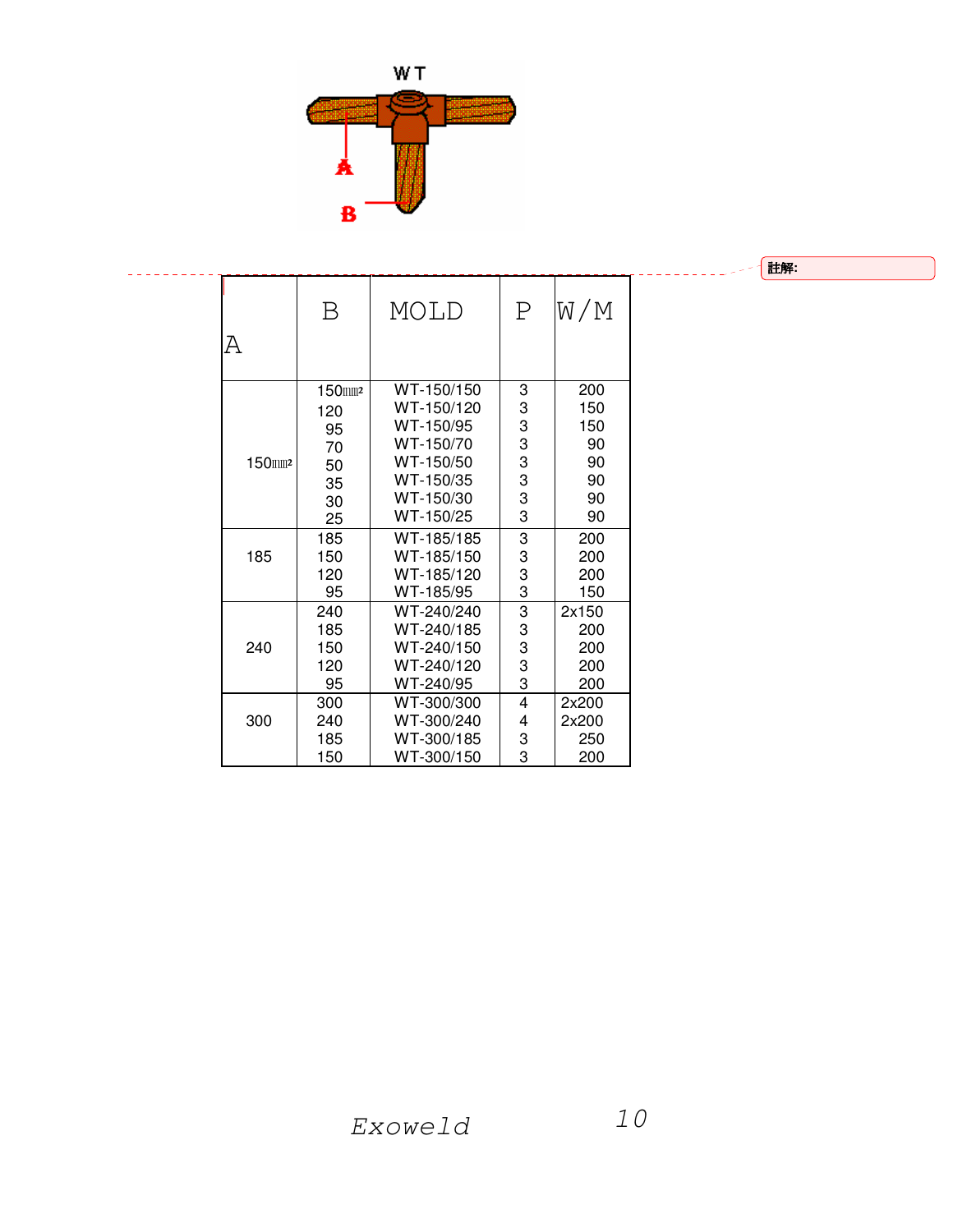WT

A

B

註解:

| A | B | MOLD | P | W/M |
|---|---|---|---|---|
| 150㎟ | 150㎟ | WT-150/150 | 3 | 200 |
| | 120 | WT-150/120 | 3 | 150 |
| | 95 | WT-150/95 | 3 | 150 |
| | 70 | WT-150/70 | 3 | 90 |
| | 50 | WT-150/50 | 3 | 90 |
| | 35 | WT-150/35 | 3 | 90 |
| | 30 | WT-150/30 | 3 | 90 |
| | 25 | WT-150/25 | 3 | 90 |
| 185 | 185 | WT-185/185 | 3 | 200 |
| | 150 | WT-185/150 | 3 | 200 |
| | 120 | WT-185/120 | 3 | 200 |
| | 95 | WT-185/95 | 3 | 150 |
| 240 | 240 | WT-240/240 | 3 | 2x150 |
| | 185 | WT-240/185 | 3 | 200 |
| | 150 | WT-240/150 | 3 | 200 |
| | 120 | WT-240/120 | 3 | 200 |
| | 95 | WT-240/95 | 3 | 200 |
| 300 | 300 | WT-300/300 | 4 | 2x200 |
| | 240 | WT-300/240 | 4 | 2x200 |
| | 185 | WT-300/185 | 3 | 250 |
| | 150 | WT-300/150 | 3 | 200 |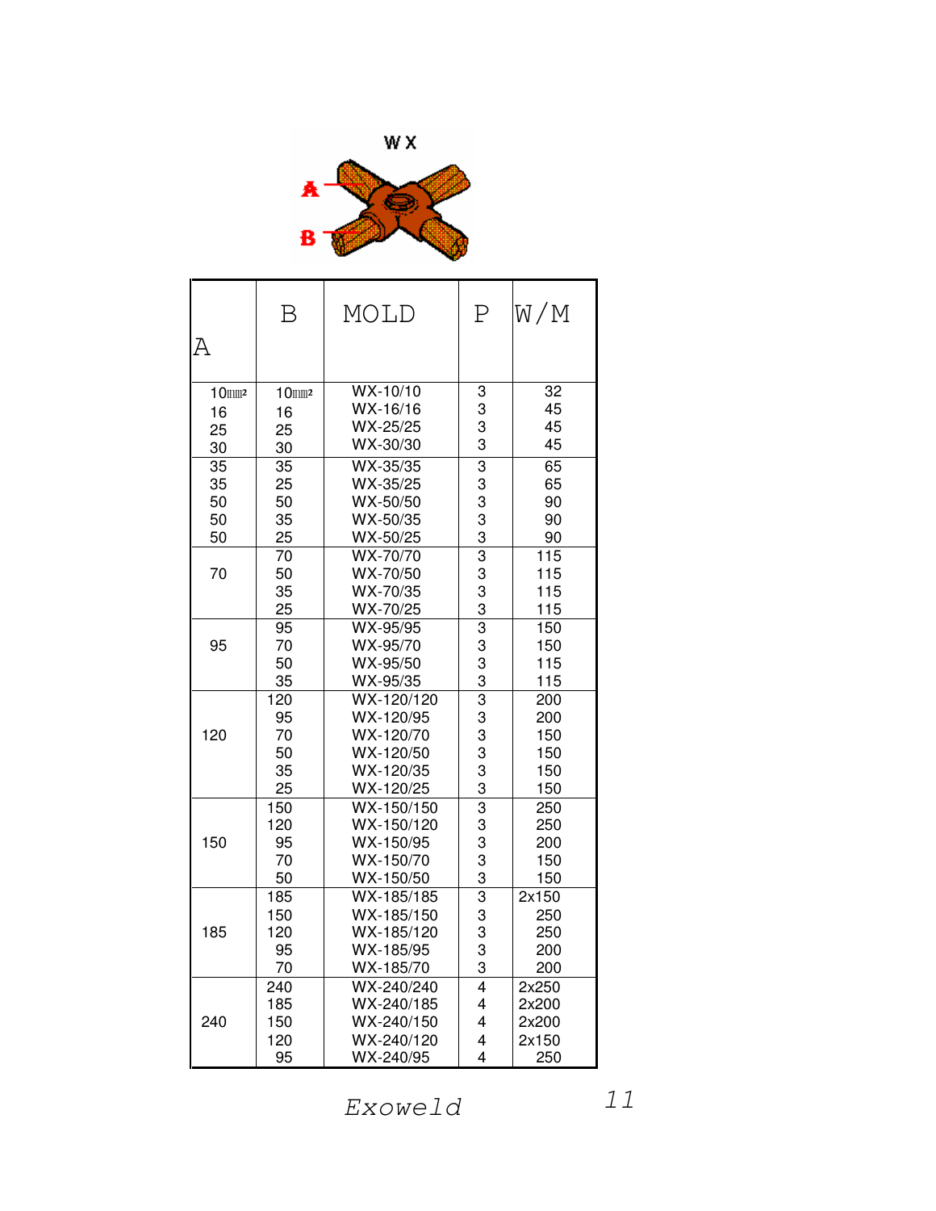WX

A

B

| A | B | MOLD | P | W/M |
|---|---|---|---|---|
| 10㎟ | 10㎟ | WX-10/10 | 3 | 32 |
| 16 | 16 | WX-16/16 | 3 | 45 |
| 25 | 25 | WX-25/25 | 3 | 45 |
| 30 | 30 | WX-30/30 | 3 | 45 |
| 35 | 35 | WX-35/35 | 3 | 65 |
| 35 | 25 | WX-35/25 | 3 | 65 |
| 50 | 50 | WX-50/50 | 3 | 90 |
| 50 | 35 | WX-50/35 | 3 | 90 |
| 50 | 25 | WX-50/25 | 3 | 90 |
| 70 | 70 | WX-70/70 | 3 | 115 |
| | 50 | WX-70/50 | 3 | 115 |
| | 35 | WX-70/35 | 3 | 115 |
| | 25 | WX-70/25 | 3 | 115 |
| 95 | 95 | WX-95/95 | 3 | 150 |
| | 70 | WX-95/70 | 3 | 150 |
| | 50 | WX-95/50 | 3 | 115 |
| | 35 | WX-95/35 | 3 | 115 |
| 120 | 120 | WX-120/120 | 3 | 200 |
| | 95 | WX-120/95 | 3 | 200 |
| | 70 | WX-120/70 | 3 | 150 |
| | 50 | WX-120/50 | 3 | 150 |
| | 35 | WX-120/35 | 3 | 150 |
| | 25 | WX-120/25 | 3 | 150 |
| 150 | 150 | WX-150/150 | 3 | 250 |
| | 120 | WX-150/120 | 3 | 250 |
| | 95 | WX-150/95 | 3 | 200 |
| | 70 | WX-150/70 | 3 | 150 |
| | 50 | WX-150/50 | 3 | 150 |
| 185 | 185 | WX-185/185 | 3 | 2x150 |
| | 150 | WX-185/150 | 3 | 250 |
| | 120 | WX-185/120 | 3 | 250 |
| | 95 | WX-185/95 | 3 | 200 |
| | 70 | WX-185/70 | 3 | 200 |
| 240 | 240 | WX-240/240 | 4 | 2x250 |
| | 185 | WX-240/185 | 4 | 2x200 |
| | 150 | WX-240/150 | 4 | 2x200 |
| | 120 | WX-240/120 | 4 | 2x150 |
| | 95 | WX-240/95 | 4 | 250 |

*Exoweld*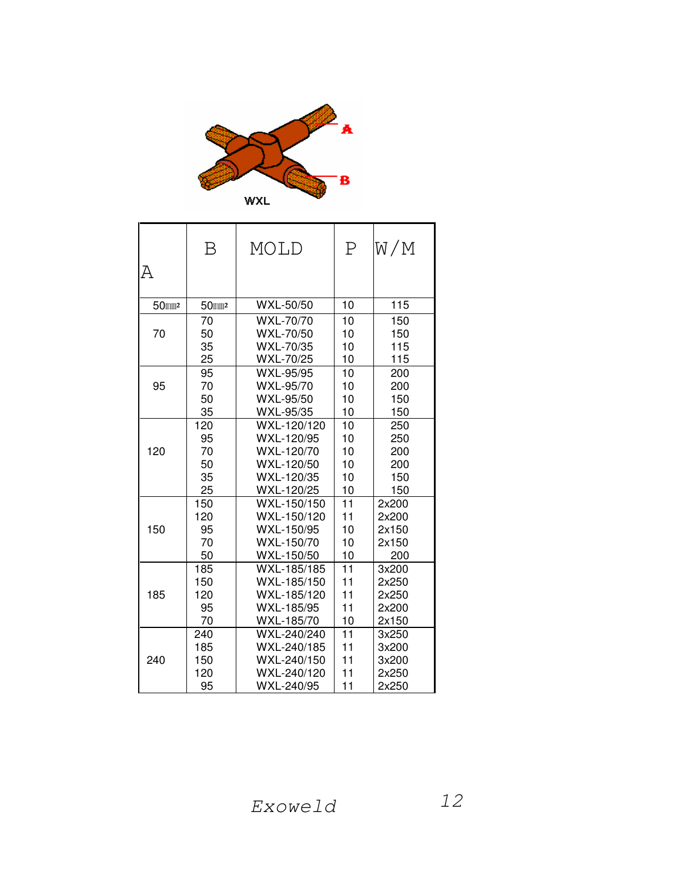WXL

| A | B | MOLD | P | W/M |
|---|---|---|---|---|
| 50㎟ | 50㎟ | WXL-50/50 | 10 | 115 |
| 70 | 70 | WXL-70/70 | 10 | 150 |
| | 50 | WXL-70/50 | 10 | 150 |
| | 35 | WXL-70/35 | 10 | 115 |
| | 25 | WXL-70/25 | 10 | 115 |
| 95 | 95 | WXL-95/95 | 10 | 200 |
| | 70 | WXL-95/70 | 10 | 200 |
| | 50 | WXL-95/50 | 10 | 150 |
| | 35 | WXL-95/35 | 10 | 150 |
| 120 | 120 | WXL-120/120 | 10 | 250 |
| | 95 | WXL-120/95 | 10 | 250 |
| | 70 | WXL-120/70 | 10 | 200 |
| | 50 | WXL-120/50 | 10 | 200 |
| | 35 | WXL-120/35 | 10 | 150 |
| | 25 | WXL-120/25 | 10 | 150 |
| 150 | 150 | WXL-150/150 | 11 | 2x200 |
| | 120 | WXL-150/120 | 11 | 2x200 |
| | 95 | WXL-150/95 | 10 | 2x150 |
| | 70 | WXL-150/70 | 10 | 2x150 |
| | 50 | WXL-150/50 | 10 | 200 |
| 185 | 185 | WXL-185/185 | 11 | 3x200 |
| | 150 | WXL-185/150 | 11 | 2x250 |
| | 120 | WXL-185/120 | 11 | 2x250 |
| | 95 | WXL-185/95 | 11 | 2x200 |
| | 70 | WXL-185/70 | 10 | 2x150 |
| 240 | 240 | WXL-240/240 | 11 | 3x250 |
| | 185 | WXL-240/185 | 11 | 3x200 |
| | 150 | WXL-240/150 | 11 | 3x200 |
| | 120 | WXL-240/120 | 11 | 2x250 |
| | 95 | WXL-240/95 | 11 | 2x250 |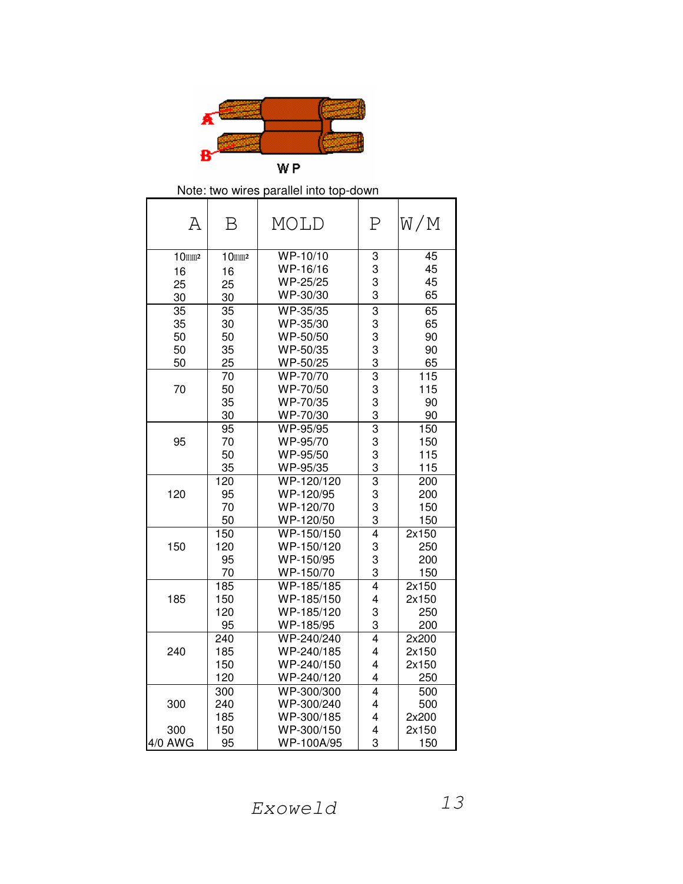W P

Note: two wires parallel into top-down

| A | B | MOLD | P | W/M |
|---|---|---|---|---|
| 10㎟ | 10㎟ | WP-10/10 | 3 | 45 |
| 16 | 16 | WP-16/16 | 3 | 45 |
| 25 | 25 | WP-25/25 | 3 | 45 |
| 30 | 30 | WP-30/30 | 3 | 65 |
| 35 | 35 | WP-35/35 | 3 | 65 |
| 35 | 30 | WP-35/30 | 3 | 65 |
| 50 | 50 | WP-50/50 | 3 | 90 |
| 50 | 35 | WP-50/35 | 3 | 90 |
| 50 | 25 | WP-50/25 | 3 | 65 |
| 70 | 70 | WP-70/70 | 3 | 115 |
| | 50 | WP-70/50 | 3 | 115 |
| | 35 | WP-70/35 | 3 | 90 |
| | 30 | WP-70/30 | 3 | 90 |
| 95 | 95 | WP-95/95 | 3 | 150 |
| | 70 | WP-95/70 | 3 | 150 |
| | 50 | WP-95/50 | 3 | 115 |
| | 35 | WP-95/35 | 3 | 115 |
| 120 | 120 | WP-120/120 | 3 | 200 |
| | 95 | WP-120/95 | 3 | 200 |
| | 70 | WP-120/70 | 3 | 150 |
| | 50 | WP-120/50 | 3 | 150 |
| 150 | 150 | WP-150/150 | 4 | 2x150 |
| | 120 | WP-150/120 | 3 | 250 |
| | 95 | WP-150/95 | 3 | 200 |
| | 70 | WP-150/70 | 3 | 150 |
| 185 | 185 | WP-185/185 | 4 | 2x150 |
| | 150 | WP-185/150 | 4 | 2x150 |
| | 120 | WP-185/120 | 3 | 250 |
| | 95 | WP-185/95 | 3 | 200 |
| 240 | 240 | WP-240/240 | 4 | 2x200 |
| | 185 | WP-240/185 | 4 | 2x150 |
| | 150 | WP-240/150 | 4 | 2x150 |
| | 120 | WP-240/120 | 4 | 250 |
| 300 | 300 | WP-300/300 | 4 | 500 |
| | 240 | WP-300/240 | 4 | 500 |
| | 185 | WP-300/185 | 4 | 2x200 |
| 300 | 150 | WP-300/150 | 4 | 2x150 |
| 4/0 AWG | 95 | WP-100A/95 | 3 | 150 |

*Exoweld*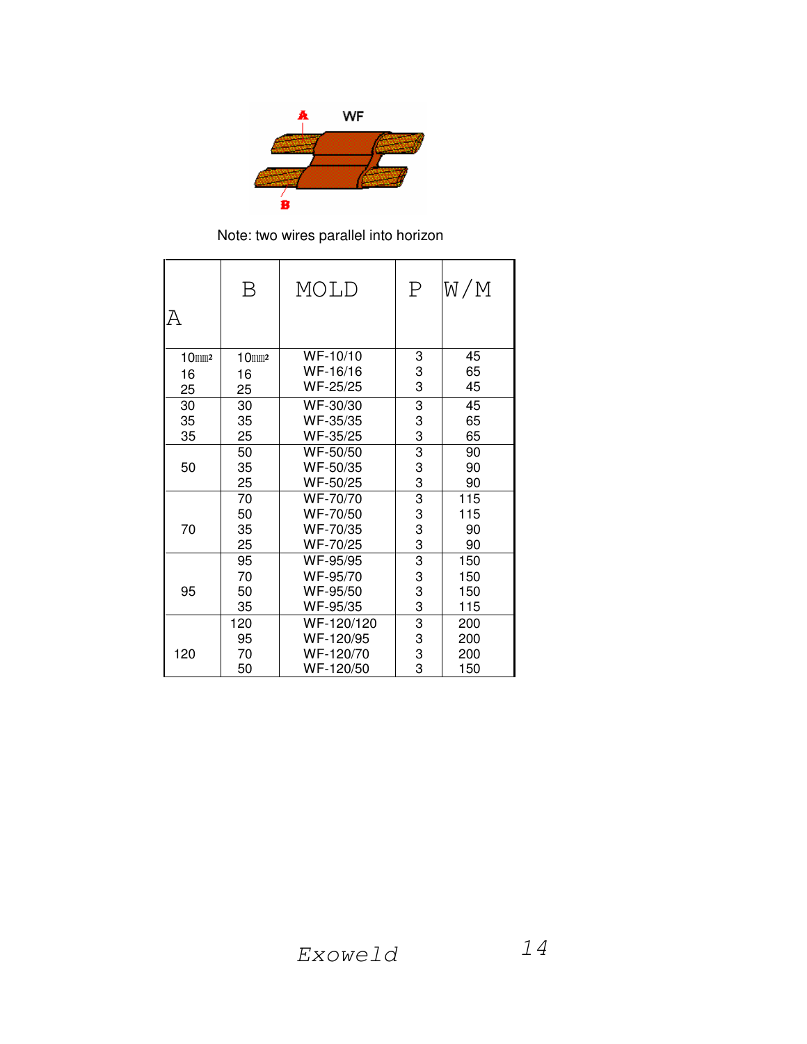WF

Note: two wires parallel into horizon

| A | B | MOLD | P | W/M |
|---|---|---|---|---|
| 10㎟ | 10㎟ | WF-10/10 | 3 | 45 |
| 16 | 16 | WF-16/16 | 3 | 65 |
| 25 | 25 | WF-25/25 | 3 | 45 |
| 30 | 30 | WF-30/30 | 3 | 45 |
| 35 | 35 | WF-35/35 | 3 | 65 |
| 35 | 25 | WF-35/25 | 3 | 65 |
| 50 | 50 | WF-50/50 | 3 | 90 |
| | 35 | WF-50/35 | 3 | 90 |
| | 25 | WF-50/25 | 3 | 90 |
| 70 | 70 | WF-70/70 | 3 | 115 |
| | 50 | WF-70/50 | 3 | 115 |
| | 35 | WF-70/35 | 3 | 90 |
| | 25 | WF-70/25 | 3 | 90 |
| 95 | 95 | WF-95/95 | 3 | 150 |
| | 70 | WF-95/70 | 3 | 150 |
| | 50 | WF-95/50 | 3 | 150 |
| | 35 | WF-95/35 | 3 | 115 |
| 120 | 120 | WF-120/120 | 3 | 200 |
| | 95 | WF-120/95 | 3 | 200 |
| | 70 | WF-120/70 | 3 | 200 |
| | 50 | WF-120/50 | 3 | 150 |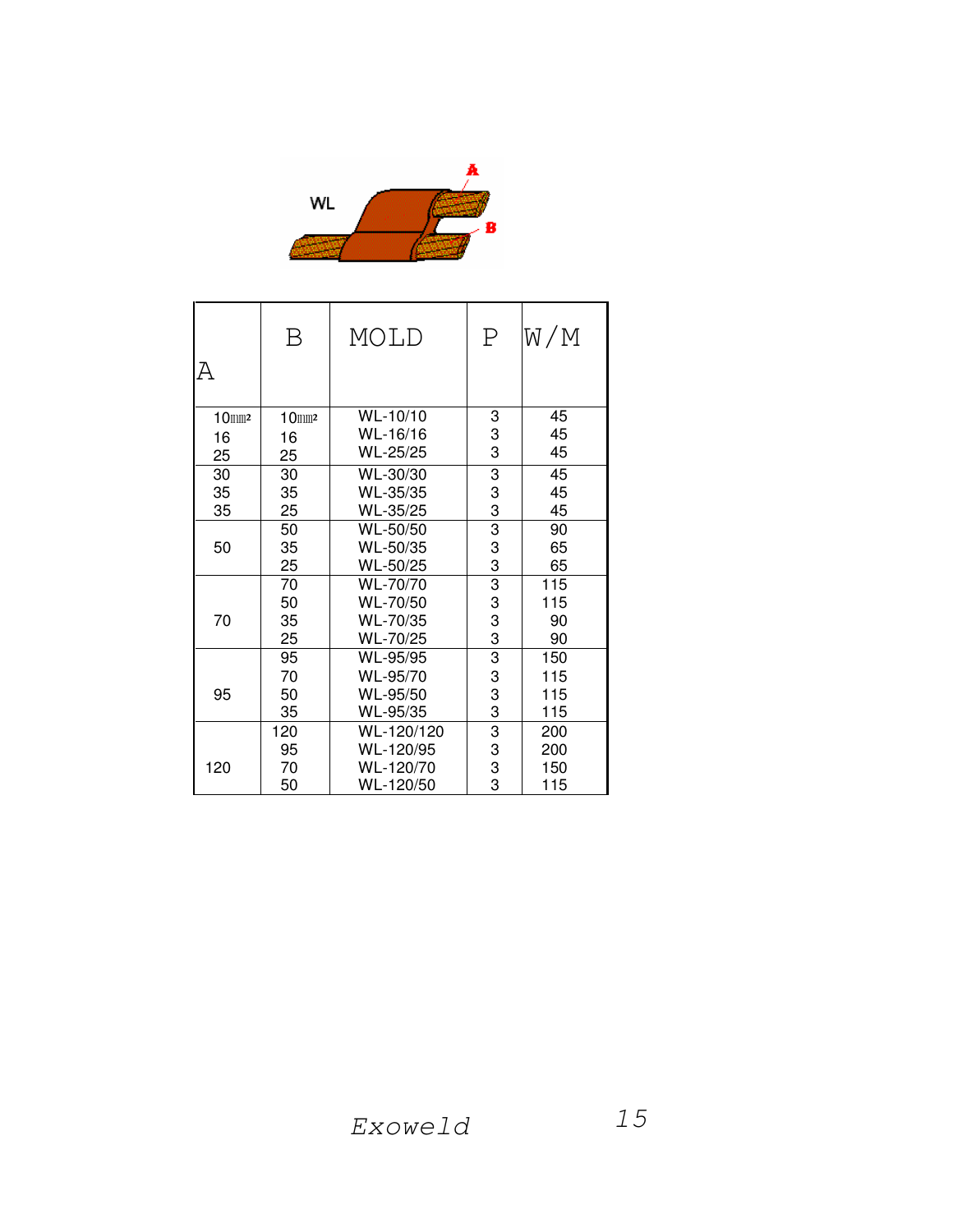WL

A

B

| A | B | MOLD | P | W/M |
|---|---|---|---|---|
| 10㎟ | 10㎟ | WL-10/10 | 3 | 45 |
| 16 | 16 | WL-16/16 | 3 | 45 |
| 25 | 25 | WL-25/25 | 3 | 45 |
| 30 | 30 | WL-30/30 | 3 | 45 |
| 35 | 35 | WL-35/35 | 3 | 45 |
| 35 | 25 | WL-35/25 | 3 | 45 |
| 50 | 50 | WL-50/50 | 3 | 90 |
| | 35 | WL-50/35 | 3 | 65 |
| | 25 | WL-50/25 | 3 | 65 |
| 70 | 70 | WL-70/70 | 3 | 115 |
| | 50 | WL-70/50 | 3 | 115 |
| | 35 | WL-70/35 | 3 | 90 |
| | 25 | WL-70/25 | 3 | 90 |
| 95 | 95 | WL-95/95 | 3 | 150 |
| | 70 | WL-95/70 | 3 | 115 |
| | 50 | WL-95/50 | 3 | 115 |
| | 35 | WL-95/35 | 3 | 115 |
| 120 | 120 | WL-120/120 | 3 | 200 |
| | 95 | WL-120/95 | 3 | 200 |
| | 70 | WL-120/70 | 3 | 150 |
| | 50 | WL-120/50 | 3 | 115 |

*Exoweld*